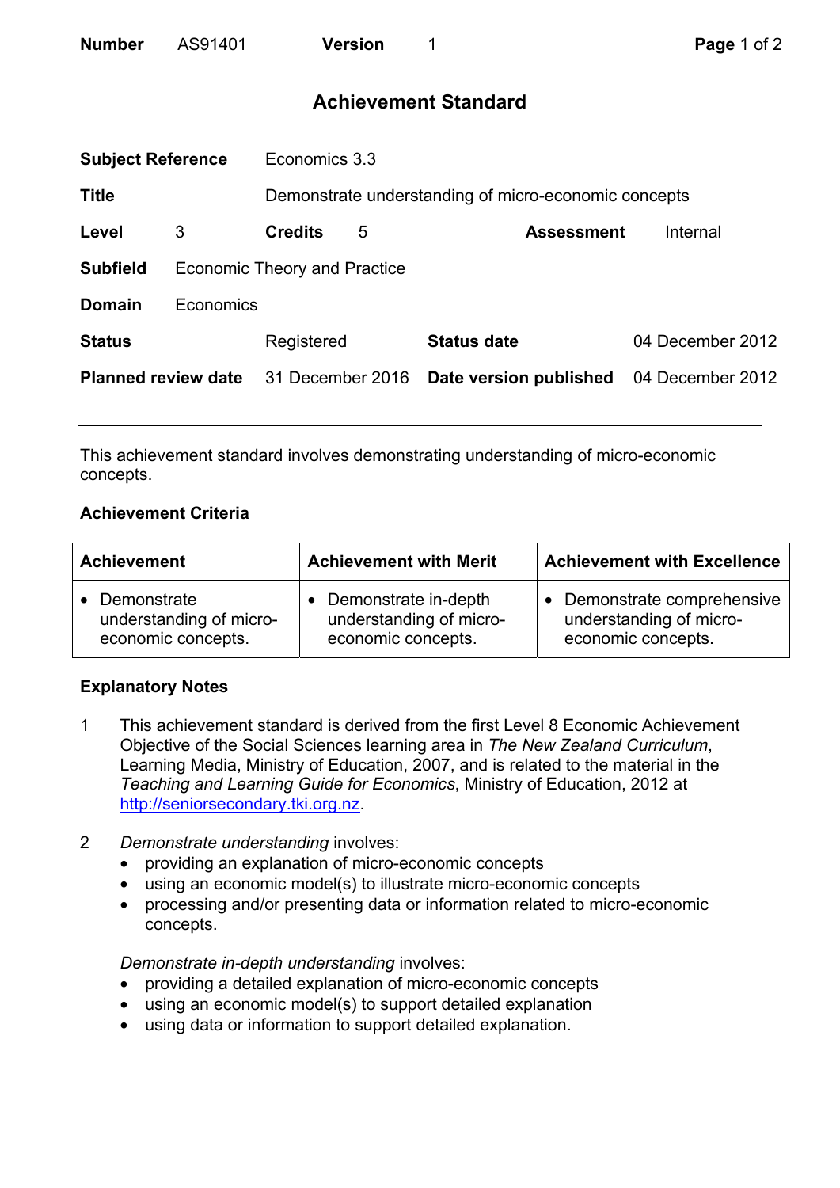| **Number** | AS91401 | **Version** | 1 |
|---|---|---|---|

# Achievement Standard

| | | | |
|---|---|---|---|
| **Subject Reference** | Economics 3.3 | | |
| **Title** | Demonstrate understanding of micro-economic concepts | | |
| **Level** | 3 | **Credits** 5 | **Assessment** Internal |
| **Subfield** | Economic Theory and Practice | | |
| **Domain** | Economics | | |
| **Status** | Registered | **Status date** | 04 December 2012 |
| **Planned review date** | 31 December 2016 | **Date version published** | 04 December 2012 |

---

This achievement standard involves demonstrating understanding of micro-economic concepts.

## Achievement Criteria

| Achievement | Achievement with Merit | Achievement with Excellence |
|---|---|---|
| • Demonstrate understanding of micro-economic concepts. | • Demonstrate in-depth understanding of micro-economic concepts. | • Demonstrate comprehensive understanding of micro-economic concepts. |

## Explanatory Notes

1 This achievement standard is derived from the first Level 8 Economic Achievement Objective of the Social Sciences learning area in *The New Zealand Curriculum*, Learning Media, Ministry of Education, 2007, and is related to the material in the *Teaching and Learning Guide for Economics*, Ministry of Education, 2012 at http://seniorsecondary.tki.org.nz.

2 *Demonstrate understanding* involves:

- providing an explanation of micro-economic concepts
- using an economic model(s) to illustrate micro-economic concepts
- processing and/or presenting data or information related to micro-economic concepts.

*Demonstrate in-depth understanding* involves:

- providing a detailed explanation of micro-economic concepts
- using an economic model(s) to support detailed explanation
- using data or information to support detailed explanation.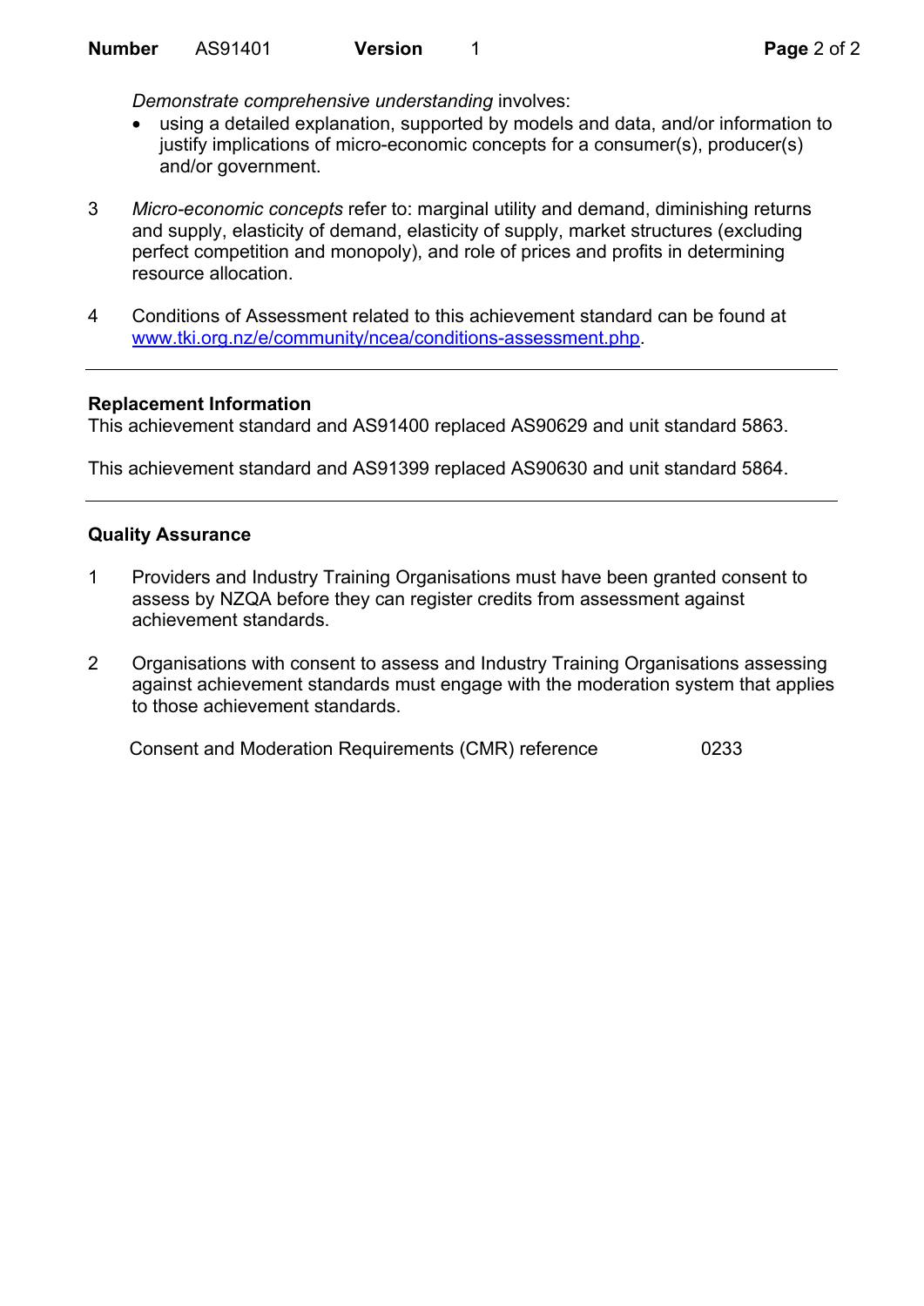*Demonstrate comprehensive understanding* involves:

- using a detailed explanation, supported by models and data, and/or information to justify implications of micro-economic concepts for a consumer(s), producer(s) and/or government.

3 *Micro-economic concepts* refer to: marginal utility and demand, diminishing returns and supply, elasticity of demand, elasticity of supply, market structures (excluding perfect competition and monopoly), and role of prices and profits in determining resource allocation.

4 Conditions of Assessment related to this achievement standard can be found at www.tki.org.nz/e/community/ncea/conditions-assessment.php.

---

**Replacement Information**

This achievement standard and AS91400 replaced AS90629 and unit standard 5863.

This achievement standard and AS91399 replaced AS90630 and unit standard 5864.

---

**Quality Assurance**

1 Providers and Industry Training Organisations must have been granted consent to assess by NZQA before they can register credits from assessment against achievement standards.

2 Organisations with consent to assess and Industry Training Organisations assessing against achievement standards must engage with the moderation system that applies to those achievement standards.

Consent and Moderation Requirements (CMR) reference 0233